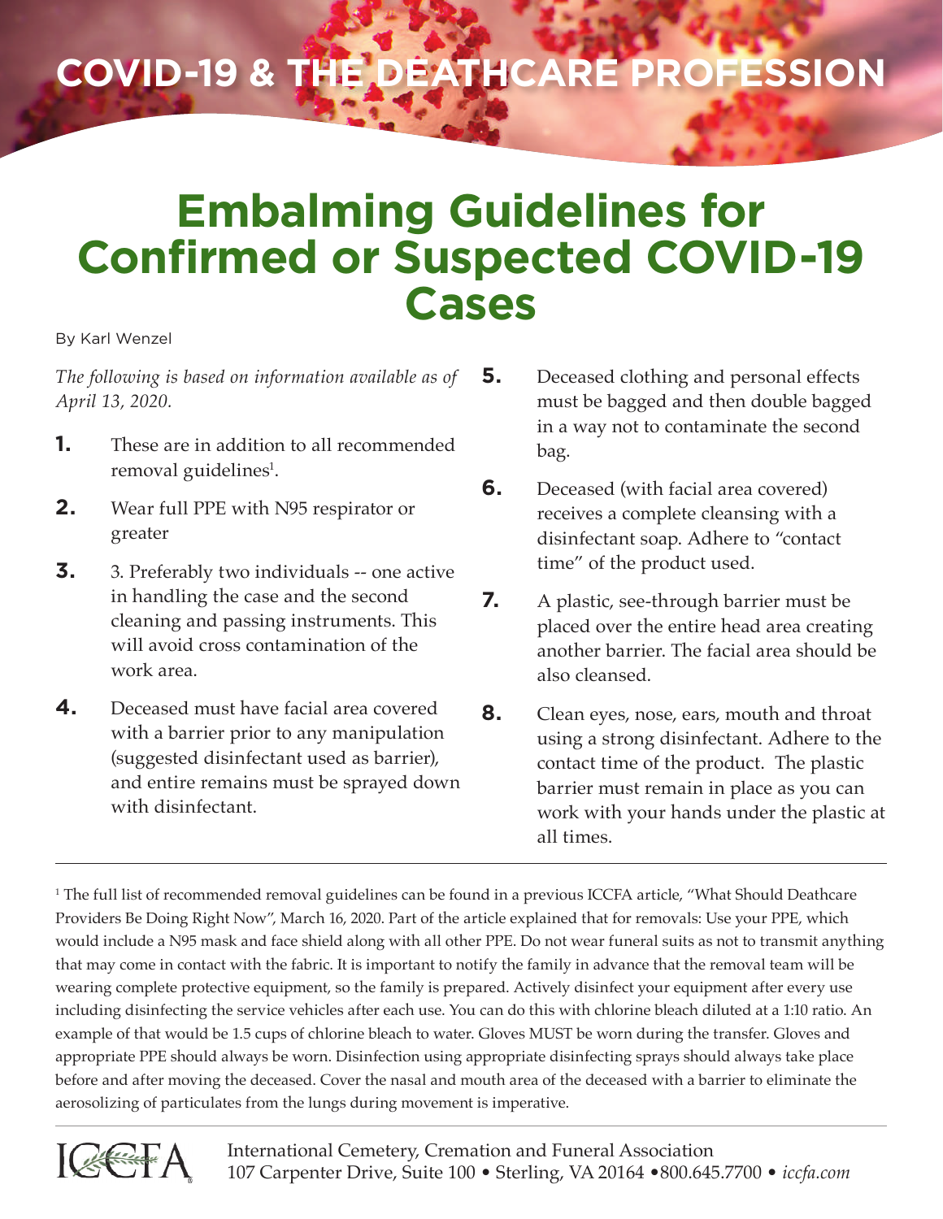COVID-19 & THE DEATHCARE PROFESSION

# Embalming Guidelines for Confirmed or Suspected COVID-19 Cases

By Karl Wenzel

*The following is based on information available as of April 13, 2020.*

1. These are in addition to all recommended removal guidelines[1].
2. Wear full PPE with N95 respirator or greater
3. 3. Preferably two individuals -- one active in handling the case and the second cleaning and passing instruments. This will avoid cross contamination of the work area.
4. Deceased must have facial area covered with a barrier prior to any manipulation (suggested disinfectant used as barrier), and entire remains must be sprayed down with disinfectant.
5. Deceased clothing and personal effects must be bagged and then double bagged in a way not to contaminate the second bag.
6. Deceased (with facial area covered) receives a complete cleansing with a disinfectant soap. Adhere to "contact time" of the product used.
7. A plastic, see-through barrier must be placed over the entire head area creating another barrier. The facial area should be also cleansed.
8. Clean eyes, nose, ears, mouth and throat using a strong disinfectant. Adhere to the contact time of the product. The plastic barrier must remain in place as you can work with your hands under the plastic at all times.

---

[1] The full list of recommended removal guidelines can be found in a previous ICCFA article, "What Should Deathcare Providers Be Doing Right Now", March 16, 2020. Part of the article explained that for removals: Use your PPE, which would include a N95 mask and face shield along with all other PPE. Do not wear funeral suits as not to transmit anything that may come in contact with the fabric. It is important to notify the family in advance that the removal team will be wearing complete protective equipment, so the family is prepared. Actively disinfect your equipment after every use including disinfecting the service vehicles after each use. You can do this with chlorine bleach diluted at a 1:10 ratio. An example of that would be 1.5 cups of chlorine bleach to water. Gloves MUST be worn during the transfer. Gloves and appropriate PPE should always be worn. Disinfection using appropriate disinfecting sprays should always take place before and after moving the deceased. Cover the nasal and mouth area of the deceased with a barrier to eliminate the aerosolizing of particulates from the lungs during movement is imperative.

International Cemetery, Cremation and Funeral Association
107 Carpenter Drive, Suite 100 • Sterling, VA 20164 • 800.645.7700 • *iccfa.com*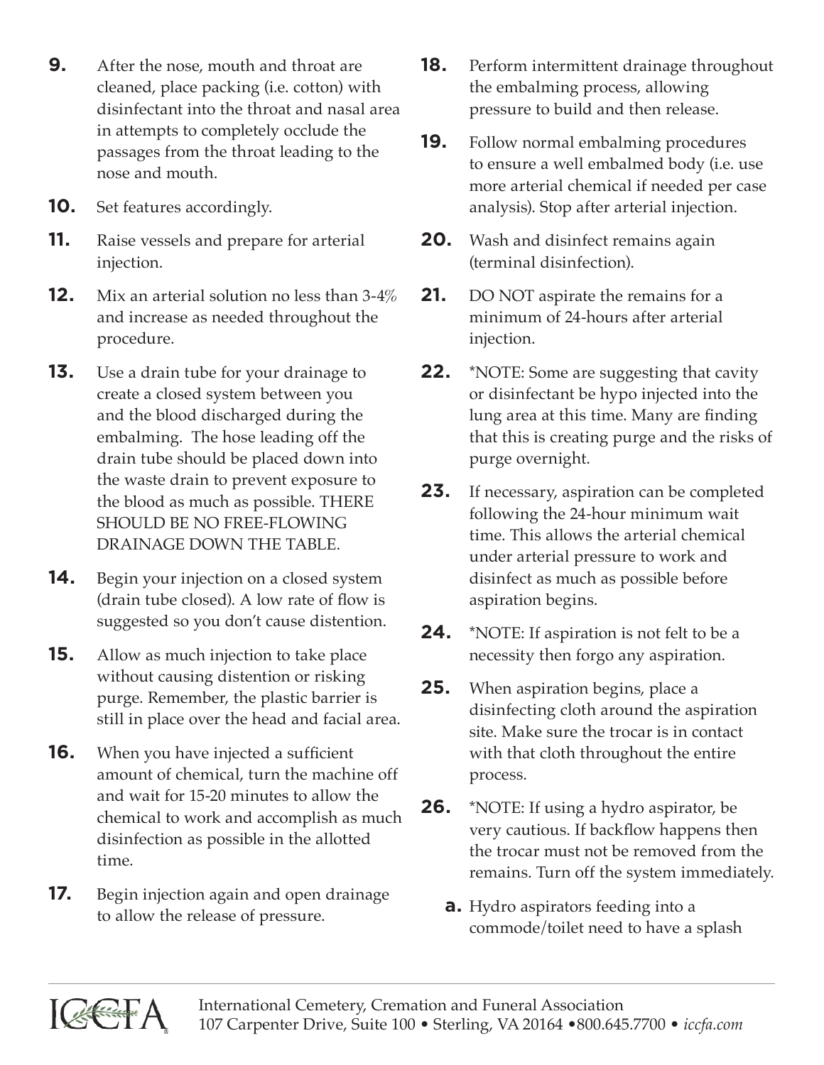9. After the nose, mouth and throat are cleaned, place packing (i.e. cotton) with disinfectant into the throat and nasal area in attempts to completely occlude the passages from the throat leading to the nose and mouth.
10. Set features accordingly.
11. Raise vessels and prepare for arterial injection.
12. Mix an arterial solution no less than 3-4% and increase as needed throughout the procedure.
13. Use a drain tube for your drainage to create a closed system between you and the blood discharged during the embalming. The hose leading off the drain tube should be placed down into the waste drain to prevent exposure to the blood as much as possible. THERE SHOULD BE NO FREE-FLOWING DRAINAGE DOWN THE TABLE.
14. Begin your injection on a closed system (drain tube closed). A low rate of flow is suggested so you don't cause distention.
15. Allow as much injection to take place without causing distention or risking purge. Remember, the plastic barrier is still in place over the head and facial area.
16. When you have injected a sufficient amount of chemical, turn the machine off and wait for 15-20 minutes to allow the chemical to work and accomplish as much disinfection as possible in the allotted time.
17. Begin injection again and open drainage to allow the release of pressure.
18. Perform intermittent drainage throughout the embalming process, allowing pressure to build and then release.
19. Follow normal embalming procedures to ensure a well embalmed body (i.e. use more arterial chemical if needed per case analysis). Stop after arterial injection.
20. Wash and disinfect remains again (terminal disinfection).
21. DO NOT aspirate the remains for a minimum of 24-hours after arterial injection.
22. *NOTE: Some are suggesting that cavity or disinfectant be hypo injected into the lung area at this time. Many are finding that this is creating purge and the risks of purge overnight.
23. If necessary, aspiration can be completed following the 24-hour minimum wait time. This allows the arterial chemical under arterial pressure to work and disinfect as much as possible before aspiration begins.
24. *NOTE: If aspiration is not felt to be a necessity then forgo any aspiration.
25. When aspiration begins, place a disinfecting cloth around the aspiration site. Make sure the trocar is in contact with that cloth throughout the entire process.
26. *NOTE: If using a hydro aspirator, be very cautious. If backflow happens then the trocar must not be removed from the remains. Turn off the system immediately.
    a. Hydro aspirators feeding into a commode/toilet need to have a splash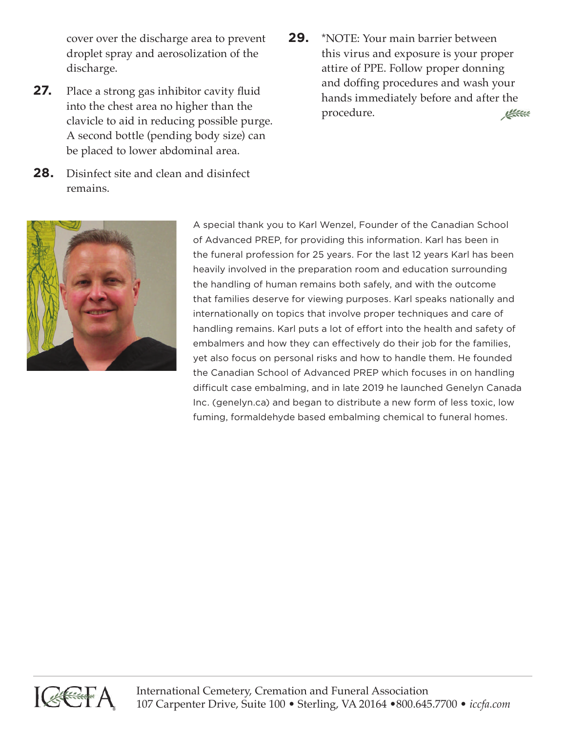cover over the discharge area to prevent droplet spray and aerosolization of the discharge.

27. Place a strong gas inhibitor cavity fluid into the chest area no higher than the clavicle to aid in reducing possible purge. A second bottle (pending body size) can be placed to lower abdominal area.

28. Disinfect site and clean and disinfect remains.

29. *NOTE: Your main barrier between this virus and exposure is your proper attire of PPE. Follow proper donning and doffing procedures and wash your hands immediately before and after the procedure.

A special thank you to Karl Wenzel, Founder of the Canadian School of Advanced PREP, for providing this information. Karl has been in the funeral profession for 25 years. For the last 12 years Karl has been heavily involved in the preparation room and education surrounding the handling of human remains both safely, and with the outcome that families deserve for viewing purposes. Karl speaks nationally and internationally on topics that involve proper techniques and care of handling remains. Karl puts a lot of effort into the health and safety of embalmers and how they can effectively do their job for the families, yet also focus on personal risks and how to handle them. He founded the Canadian School of Advanced PREP which focuses in on handling difficult case embalming, and in late 2019 he launched Genelyn Canada Inc. (genelyn.ca) and began to distribute a new form of less toxic, low fuming, formaldehyde based embalming chemical to funeral homes.

International Cemetery, Cremation and Funeral Association
107 Carpenter Drive, Suite 100 • Sterling, VA 20164 •800.645.7700 • *iccfa.com*